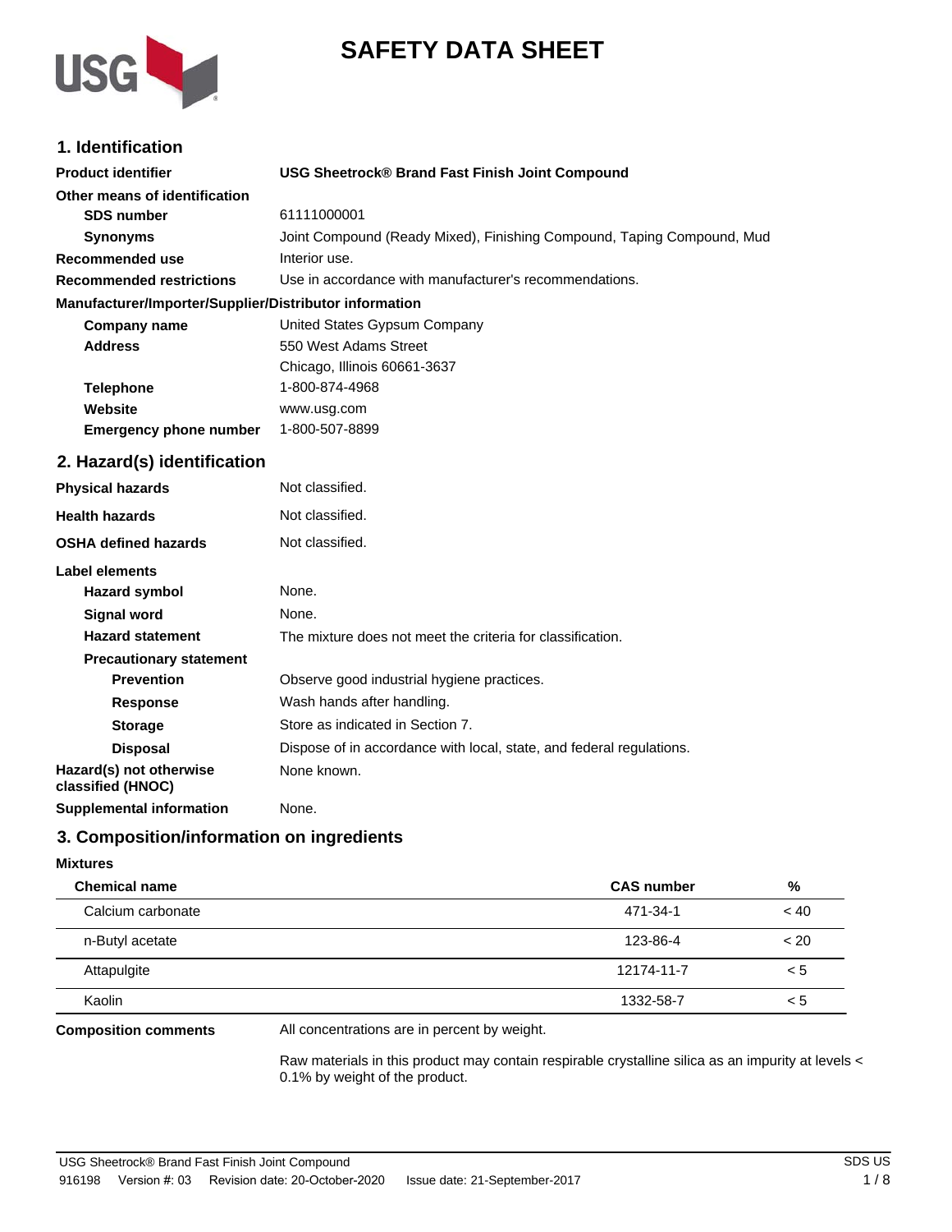# SAFETY DATA SHEET

## 1. Identification

| | |
|---|---|
| **Product identifier** | **USG Sheetrock® Brand Fast Finish Joint Compound** |
| **Other means of identification** | |
| **SDS number** | 61111000001 |
| **Synonyms** | Joint Compound (Ready Mixed), Finishing Compound, Taping Compound, Mud |
| **Recommended use** | Interior use. |
| **Recommended restrictions** | Use in accordance with manufacturer's recommendations. |

**Manufacturer/Importer/Supplier/Distributor information**

| | |
|---|---|
| **Company name** | United States Gypsum Company |
| **Address** | 550 West Adams Street<br>Chicago, Illinois 60661-3637 |
| **Telephone** | 1-800-874-4968 |
| **Website** | www.usg.com |
| **Emergency phone number** | 1-800-507-8899 |

## 2. Hazard(s) identification

| | |
|---|---|
| **Physical hazards** | Not classified. |
| **Health hazards** | Not classified. |
| **OSHA defined hazards** | Not classified. |

**Label elements**

| | |
|---|---|
| **Hazard symbol** | None. |
| **Signal word** | None. |
| **Hazard statement** | The mixture does not meet the criteria for classification. |
| **Precautionary statement** | |
| **Prevention** | Observe good industrial hygiene practices. |
| **Response** | Wash hands after handling. |
| **Storage** | Store as indicated in Section 7. |
| **Disposal** | Dispose of in accordance with local, state, and federal regulations. |
| **Hazard(s) not otherwise classified (HNOC)** | None known. |
| **Supplemental information** | None. |

## 3. Composition/information on ingredients

**Mixtures**

| Chemical name | CAS number | % |
|---|---|---|
| Calcium carbonate | 471-34-1 | < 40 |
| n-Butyl acetate | 123-86-4 | < 20 |
| Attapulgite | 12174-11-7 | < 5 |
| Kaolin | 1332-58-7 | < 5 |

**Composition comments**

All concentrations are in percent by weight.

Raw materials in this product may contain respirable crystalline silica as an impurity at levels < 0.1% by weight of the product.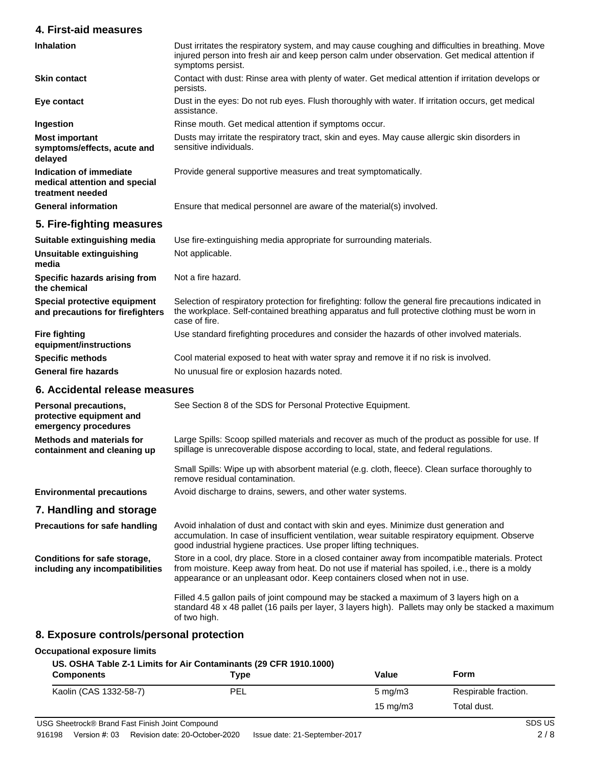## 4. First-aid measures

**Inhalation**
Dust irritates the respiratory system, and may cause coughing and difficulties in breathing. Move injured person into fresh air and keep person calm under observation. Get medical attention if symptoms persist.

**Skin contact**
Contact with dust: Rinse area with plenty of water. Get medical attention if irritation develops or persists.

**Eye contact**
Dust in the eyes: Do not rub eyes. Flush thoroughly with water. If irritation occurs, get medical assistance.

**Ingestion**
Rinse mouth. Get medical attention if symptoms occur.

**Most important symptoms/effects, acute and delayed**
Dusts may irritate the respiratory tract, skin and eyes. May cause allergic skin disorders in sensitive individuals.

**Indication of immediate medical attention and special treatment needed**
Provide general supportive measures and treat symptomatically.

**General information**
Ensure that medical personnel are aware of the material(s) involved.

## 5. Fire-fighting measures

**Suitable extinguishing media**
Use fire-extinguishing media appropriate for surrounding materials.

**Unsuitable extinguishing media**
Not applicable.

**Specific hazards arising from the chemical**
Not a fire hazard.

**Special protective equipment and precautions for firefighters**
Selection of respiratory protection for firefighting: follow the general fire precautions indicated in the workplace. Self-contained breathing apparatus and full protective clothing must be worn in case of fire.

**Fire fighting equipment/instructions**
Use standard firefighting procedures and consider the hazards of other involved materials.

**Specific methods**
Cool material exposed to heat with water spray and remove it if no risk is involved.

**General fire hazards**
No unusual fire or explosion hazards noted.

## 6. Accidental release measures

**Personal precautions, protective equipment and emergency procedures**
See Section 8 of the SDS for Personal Protective Equipment.

**Methods and materials for containment and cleaning up**
Large Spills: Scoop spilled materials and recover as much of the product as possible for use. If spillage is unrecoverable dispose according to local, state, and federal regulations.

Small Spills: Wipe up with absorbent material (e.g. cloth, fleece). Clean surface thoroughly to remove residual contamination.

**Environmental precautions**
Avoid discharge to drains, sewers, and other water systems.

## 7. Handling and storage

**Precautions for safe handling**
Avoid inhalation of dust and contact with skin and eyes. Minimize dust generation and accumulation. In case of insufficient ventilation, wear suitable respiratory equipment. Observe good industrial hygiene practices. Use proper lifting techniques.

**Conditions for safe storage, including any incompatibilities**
Store in a cool, dry place. Store in a closed container away from incompatible materials. Protect from moisture. Keep away from heat. Do not use if material has spoiled, i.e., there is a moldy appearance or an unpleasant odor. Keep containers closed when not in use.

Filled 4.5 gallon pails of joint compound may be stacked a maximum of 3 layers high on a standard 48 x 48 pallet (16 pails per layer, 3 layers high). Pallets may only be stacked a maximum of two high.

## 8. Exposure controls/personal protection

**Occupational exposure limits**

**US. OSHA Table Z-1 Limits for Air Contaminants (29 CFR 1910.1000)**

| Components | Type | Value | Form |
|---|---|---|---|
| Kaolin (CAS 1332-58-7) | PEL | 5 mg/m3 | Respirable fraction. |
| | | 15 mg/m3 | Total dust. |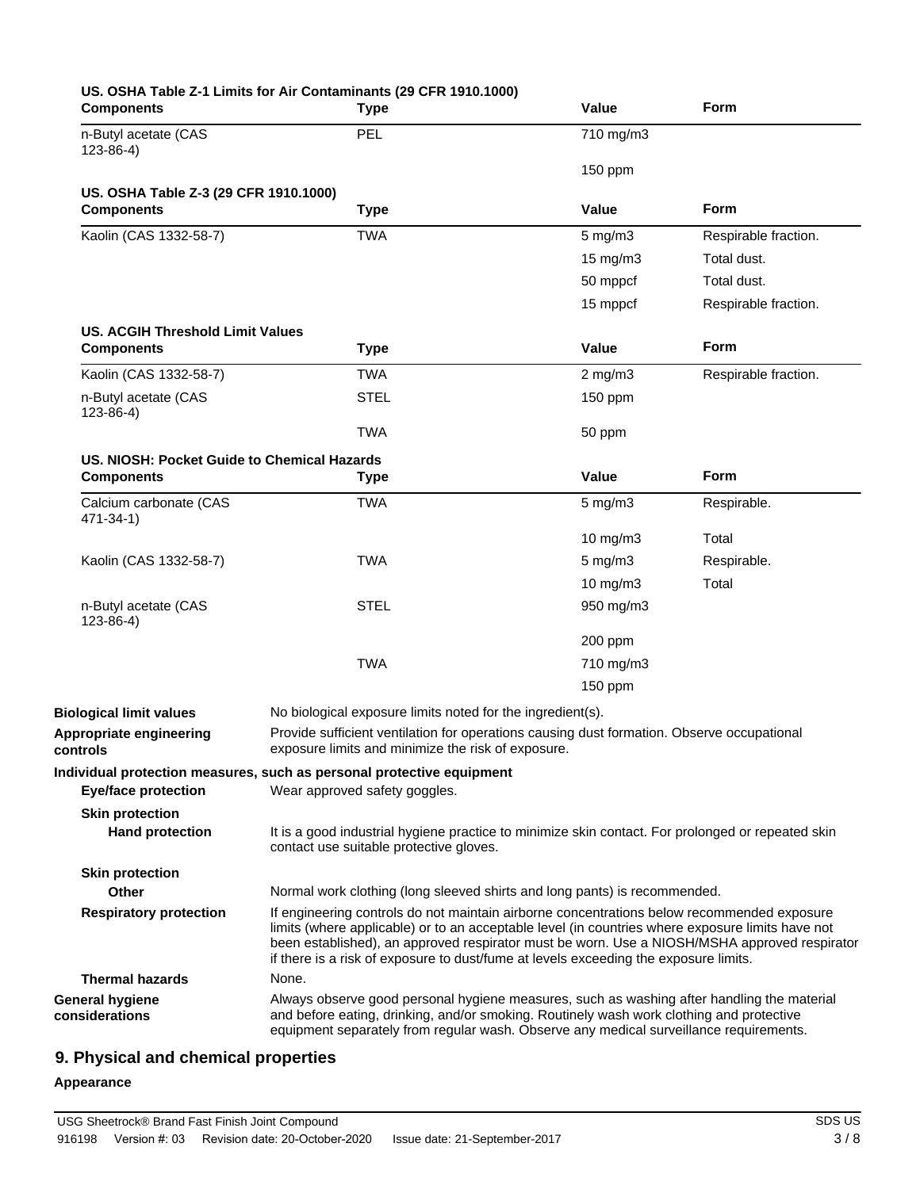**US. OSHA Table Z-1 Limits for Air Contaminants (29 CFR 1910.1000)**

| Components | Type | Value | Form |
|---|---|---|---|
| n-Butyl acetate (CAS 123-86-4) | PEL | 710 mg/m3 | |
| | | 150 ppm | |

**US. OSHA Table Z-3 (29 CFR 1910.1000)**

| Components | Type | Value | Form |
|---|---|---|---|
| Kaolin (CAS 1332-58-7) | TWA | 5 mg/m3 | Respirable fraction. |
| | | 15 mg/m3 | Total dust. |
| | | 50 mppcf | Total dust. |
| | | 15 mppcf | Respirable fraction. |

**US. ACGIH Threshold Limit Values**

| Components | Type | Value | Form |
|---|---|---|---|
| Kaolin (CAS 1332-58-7) | TWA | 2 mg/m3 | Respirable fraction. |
| n-Butyl acetate (CAS 123-86-4) | STEL | 150 ppm | |
| | TWA | 50 ppm | |

**US. NIOSH: Pocket Guide to Chemical Hazards**

| Components | Type | Value | Form |
|---|---|---|---|
| Calcium carbonate (CAS 471-34-1) | TWA | 5 mg/m3 | Respirable. |
| | | 10 mg/m3 | Total |
| Kaolin (CAS 1332-58-7) | TWA | 5 mg/m3 | Respirable. |
| | | 10 mg/m3 | Total |
| n-Butyl acetate (CAS 123-86-4) | STEL | 950 mg/m3 | |
| | | 200 ppm | |
| | TWA | 710 mg/m3 | |
| | | 150 ppm | |

**Biological limit values** No biological exposure limits noted for the ingredient(s).

**Appropriate engineering controls** Provide sufficient ventilation for operations causing dust formation. Observe occupational exposure limits and minimize the risk of exposure.

**Individual protection measures, such as personal protective equipment**

**Eye/face protection** Wear approved safety goggles.

**Skin protection**

**Hand protection** It is a good industrial hygiene practice to minimize skin contact. For prolonged or repeated skin contact use suitable protective gloves.

**Skin protection**

**Other** Normal work clothing (long sleeved shirts and long pants) is recommended.

**Respiratory protection** If engineering controls do not maintain airborne concentrations below recommended exposure limits (where applicable) or to an acceptable level (in countries where exposure limits have not been established), an approved respirator must be worn. Use a NIOSH/MSHA approved respirator if there is a risk of exposure to dust/fume at levels exceeding the exposure limits.

**Thermal hazards** None.

**General hygiene considerations** Always observe good personal hygiene measures, such as washing after handling the material and before eating, drinking, and/or smoking. Routinely wash work clothing and protective equipment separately from regular wash. Observe any medical surveillance requirements.

## 9. Physical and chemical properties

**Appearance**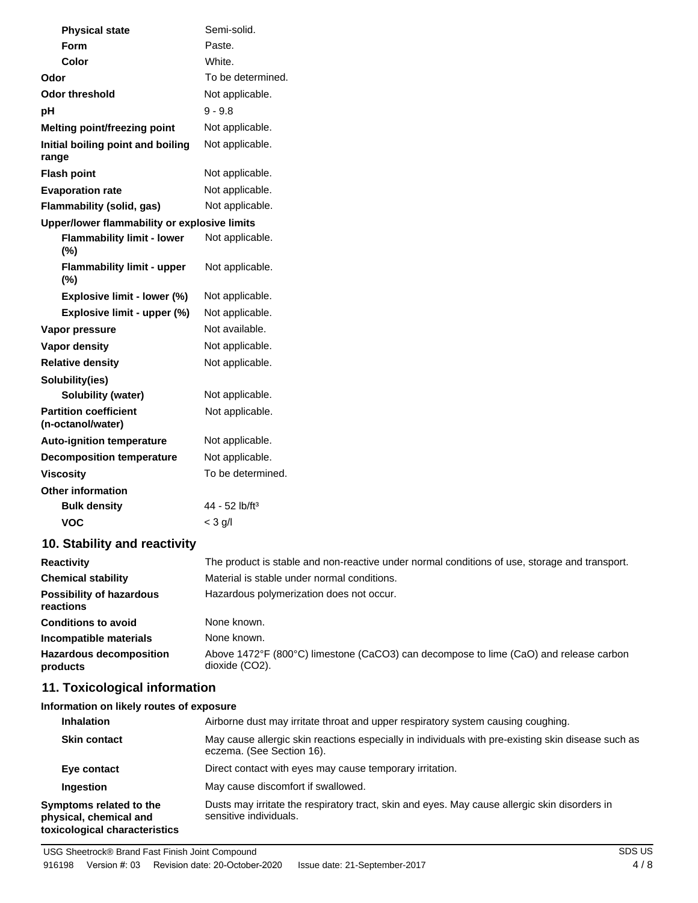| | |
|---|---|
| **Physical state** | Semi-solid. |
| **Form** | Paste. |
| **Color** | White. |
| **Odor** | To be determined. |
| **Odor threshold** | Not applicable. |
| **pH** | 9 - 9.8 |
| **Melting point/freezing point** | Not applicable. |
| **Initial boiling point and boiling range** | Not applicable. |
| **Flash point** | Not applicable. |
| **Evaporation rate** | Not applicable. |
| **Flammability (solid, gas)** | Not applicable. |
| **Upper/lower flammability or explosive limits** | |
| **Flammability limit - lower (%)** | Not applicable. |
| **Flammability limit - upper (%)** | Not applicable. |
| **Explosive limit - lower (%)** | Not applicable. |
| **Explosive limit - upper (%)** | Not applicable. |
| **Vapor pressure** | Not available. |
| **Vapor density** | Not applicable. |
| **Relative density** | Not applicable. |
| **Solubility(ies)** | |
| **Solubility (water)** | Not applicable. |
| **Partition coefficient (n-octanol/water)** | Not applicable. |
| **Auto-ignition temperature** | Not applicable. |
| **Decomposition temperature** | Not applicable. |
| **Viscosity** | To be determined. |
| **Other information** | |
| **Bulk density** | 44 - 52 lb/ft³ |
| **VOC** | < 3 g/l |

## 10. Stability and reactivity

| | |
|---|---|
| **Reactivity** | The product is stable and non-reactive under normal conditions of use, storage and transport. |
| **Chemical stability** | Material is stable under normal conditions. |
| **Possibility of hazardous reactions** | Hazardous polymerization does not occur. |
| **Conditions to avoid** | None known. |
| **Incompatible materials** | None known. |
| **Hazardous decomposition products** | Above 1472°F (800°C) limestone ($CaCO_3$) can decompose to lime (CaO) and release carbon dioxide ($CO_2$). |

## 11. Toxicological information

**Information on likely routes of exposure**

| | |
|---|---|
| **Inhalation** | Airborne dust may irritate throat and upper respiratory system causing coughing. |
| **Skin contact** | May cause allergic skin reactions especially in individuals with pre-existing skin disease such as eczema. (See Section 16). |
| **Eye contact** | Direct contact with eyes may cause temporary irritation. |
| **Ingestion** | May cause discomfort if swallowed. |
| **Symptoms related to the physical, chemical and toxicological characteristics** | Dusts may irritate the respiratory tract, skin and eyes. May cause allergic skin disorders in sensitive individuals. |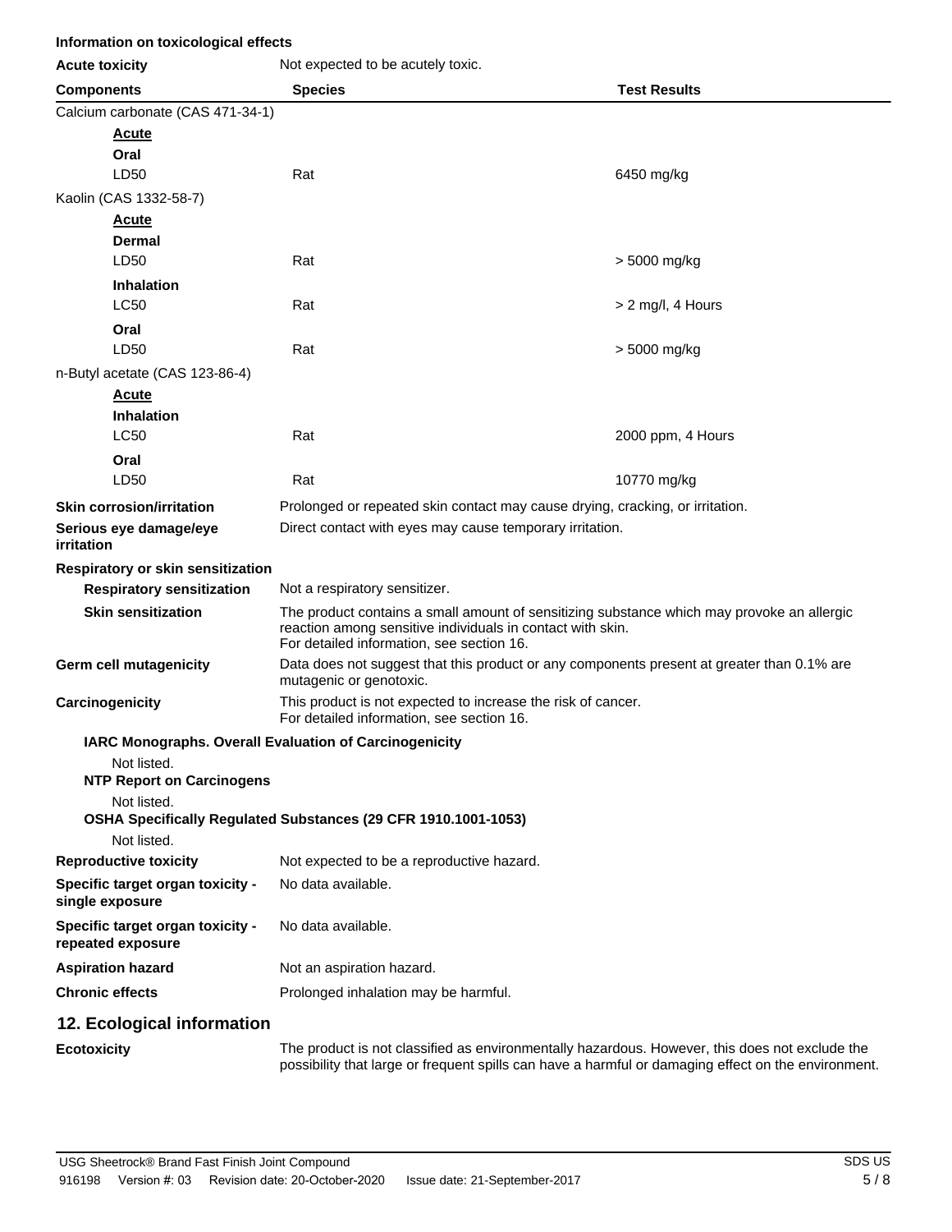**Information on toxicological effects**

**Acute toxicity** Not expected to be acutely toxic.

| Components | Species | Test Results |
|---|---|---|
| Calcium carbonate (CAS 471-34-1) | | |
| **Acute** | | |
| **Oral** | | |
| LD50 | Rat | 6450 mg/kg |
| Kaolin (CAS 1332-58-7) | | |
| **Acute** | | |
| **Dermal** | | |
| LD50 | Rat | > 5000 mg/kg |
| **Inhalation** | | |
| LC50 | Rat | > 2 mg/l, 4 Hours |
| **Oral** | | |
| LD50 | Rat | > 5000 mg/kg |
| n-Butyl acetate (CAS 123-86-4) | | |
| **Acute** | | |
| **Inhalation** | | |
| LC50 | Rat | 2000 ppm, 4 Hours |
| **Oral** | | |
| LD50 | Rat | 10770 mg/kg |

**Skin corrosion/irritation** Prolonged or repeated skin contact may cause drying, cracking, or irritation.

**Serious eye damage/eye irritation** Direct contact with eyes may cause temporary irritation.

**Respiratory or skin sensitization**

**Respiratory sensitization** Not a respiratory sensitizer.

**Skin sensitization** The product contains a small amount of sensitizing substance which may provoke an allergic reaction among sensitive individuals in contact with skin. For detailed information, see section 16.

**Germ cell mutagenicity** Data does not suggest that this product or any components present at greater than 0.1% are mutagenic or genotoxic.

**Carcinogenicity** This product is not expected to increase the risk of cancer. For detailed information, see section 16.

**IARC Monographs. Overall Evaluation of Carcinogenicity**

Not listed.

**NTP Report on Carcinogens**

Not listed.

**OSHA Specifically Regulated Substances (29 CFR 1910.1001-1053)**

Not listed.

**Reproductive toxicity** Not expected to be a reproductive hazard.

**Specific target organ toxicity - single exposure** No data available.

**Specific target organ toxicity - repeated exposure** No data available.

**Aspiration hazard** Not an aspiration hazard.

**Chronic effects** Prolonged inhalation may be harmful.

## 12. Ecological information

**Ecotoxicity** The product is not classified as environmentally hazardous. However, this does not exclude the possibility that large or frequent spills can have a harmful or damaging effect on the environment.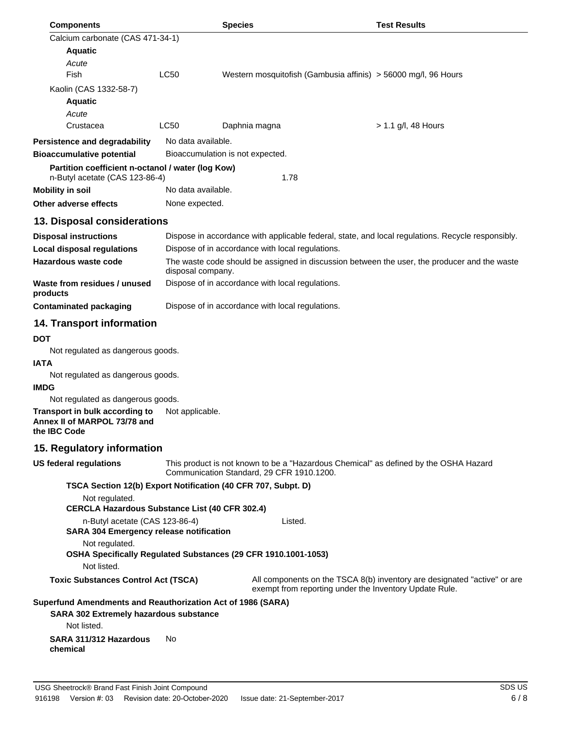| Components | | Species | Test Results |
|---|---|---|---|
| Calcium carbonate (CAS 471-34-1) | | | |
| **Aquatic** | | | |
| *Acute* | | | |
| Fish | LC50 | Western mosquitofish (Gambusia affinis) | > 56000 mg/l, 96 Hours |
| Kaolin (CAS 1332-58-7) | | | |
| **Aquatic** | | | |
| *Acute* | | | |
| Crustacea | LC50 | Daphnia magna | > 1.1 g/l, 48 Hours |

**Persistence and degradability** No data available.

**Bioaccumulative potential** Bioaccumulation is not expected.

**Partition coefficient n-octanol / water (log Kow)**

n-Butyl acetate (CAS 123-86-4) 1.78

**Mobility in soil** No data available.

**Other adverse effects** None expected.

## 13. Disposal considerations

**Disposal instructions** Dispose in accordance with applicable federal, state, and local regulations. Recycle responsibly.

**Local disposal regulations** Dispose of in accordance with local regulations.

**Hazardous waste code** The waste code should be assigned in discussion between the user, the producer and the waste disposal company.

**Waste from residues / unused products** Dispose of in accordance with local regulations.

**Contaminated packaging** Dispose of in accordance with local regulations.

## 14. Transport information

**DOT**

Not regulated as dangerous goods.

**IATA**

Not regulated as dangerous goods.

**IMDG**

Not regulated as dangerous goods.

**Transport in bulk according to Annex II of MARPOL 73/78 and the IBC Code** Not applicable.

## 15. Regulatory information

**US federal regulations** This product is not known to be a "Hazardous Chemical" as defined by the OSHA Hazard Communication Standard, 29 CFR 1910.1200.

**TSCA Section 12(b) Export Notification (40 CFR 707, Subpt. D)**

Not regulated.

**CERCLA Hazardous Substance List (40 CFR 302.4)**

n-Butyl acetate (CAS 123-86-4) Listed.

**SARA 304 Emergency release notification**

Not regulated.

**OSHA Specifically Regulated Substances (29 CFR 1910.1001-1053)**

Not listed.

**Toxic Substances Control Act (TSCA)** All components on the TSCA 8(b) inventory are designated "active" or are exempt from reporting under the Inventory Update Rule.

**Superfund Amendments and Reauthorization Act of 1986 (SARA)**

**SARA 302 Extremely hazardous substance**

Not listed.

**SARA 311/312 Hazardous chemical** No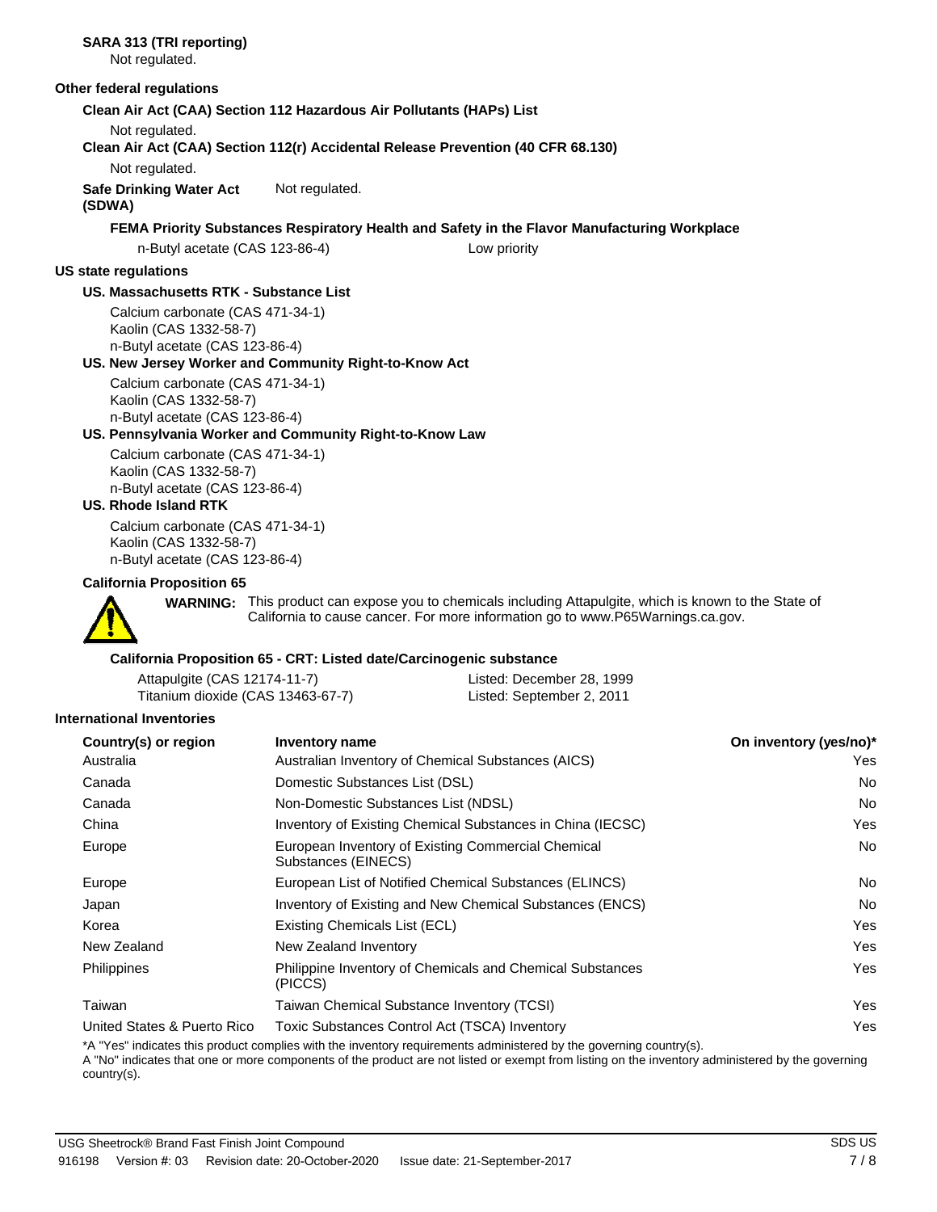**SARA 313 (TRI reporting)**

Not regulated.

**Other federal regulations**

**Clean Air Act (CAA) Section 112 Hazardous Air Pollutants (HAPs) List**

Not regulated.

**Clean Air Act (CAA) Section 112(r) Accidental Release Prevention (40 CFR 68.130)**

Not regulated.

**Safe Drinking Water Act (SDWA)** Not regulated.

**FEMA Priority Substances Respiratory Health and Safety in the Flavor Manufacturing Workplace**

| | |
|---|---|
| n-Butyl acetate (CAS 123-86-4) | Low priority |

**US state regulations**

**US. Massachusetts RTK - Substance List**

Calcium carbonate (CAS 471-34-1)
Kaolin (CAS 1332-58-7)
n-Butyl acetate (CAS 123-86-4)

**US. New Jersey Worker and Community Right-to-Know Act**

Calcium carbonate (CAS 471-34-1)
Kaolin (CAS 1332-58-7)
n-Butyl acetate (CAS 123-86-4)

**US. Pennsylvania Worker and Community Right-to-Know Law**

Calcium carbonate (CAS 471-34-1)
Kaolin (CAS 1332-58-7)
n-Butyl acetate (CAS 123-86-4)

**US. Rhode Island RTK**

Calcium carbonate (CAS 471-34-1)
Kaolin (CAS 1332-58-7)
n-Butyl acetate (CAS 123-86-4)

**California Proposition 65**

**WARNING:** This product can expose you to chemicals including Attapulgite, which is known to the State of California to cause cancer. For more information go to www.P65Warnings.ca.gov.

**California Proposition 65 - CRT: Listed date/Carcinogenic substance**

| | |
|---|---|
| Attapulgite (CAS 12174-11-7) | Listed: December 28, 1999 |
| Titanium dioxide (CAS 13463-67-7) | Listed: September 2, 2011 |

**International Inventories**

| Country(s) or region | Inventory name | On inventory (yes/no)* |
|---|---|---|
| Australia | Australian Inventory of Chemical Substances (AICS) | Yes |
| Canada | Domestic Substances List (DSL) | No |
| Canada | Non-Domestic Substances List (NDSL) | No |
| China | Inventory of Existing Chemical Substances in China (IECSC) | Yes |
| Europe | European Inventory of Existing Commercial Chemical Substances (EINECS) | No |
| Europe | European List of Notified Chemical Substances (ELINCS) | No |
| Japan | Inventory of Existing and New Chemical Substances (ENCS) | No |
| Korea | Existing Chemicals List (ECL) | Yes |
| New Zealand | New Zealand Inventory | Yes |
| Philippines | Philippine Inventory of Chemicals and Chemical Substances (PICCS) | Yes |
| Taiwan | Taiwan Chemical Substance Inventory (TCSI) | Yes |
| United States & Puerto Rico | Toxic Substances Control Act (TSCA) Inventory | Yes |

*A "Yes" indicates this product complies with the inventory requirements administered by the governing country(s).
A "No" indicates that one or more components of the product are not listed or exempt from listing on the inventory administered by the governing country(s).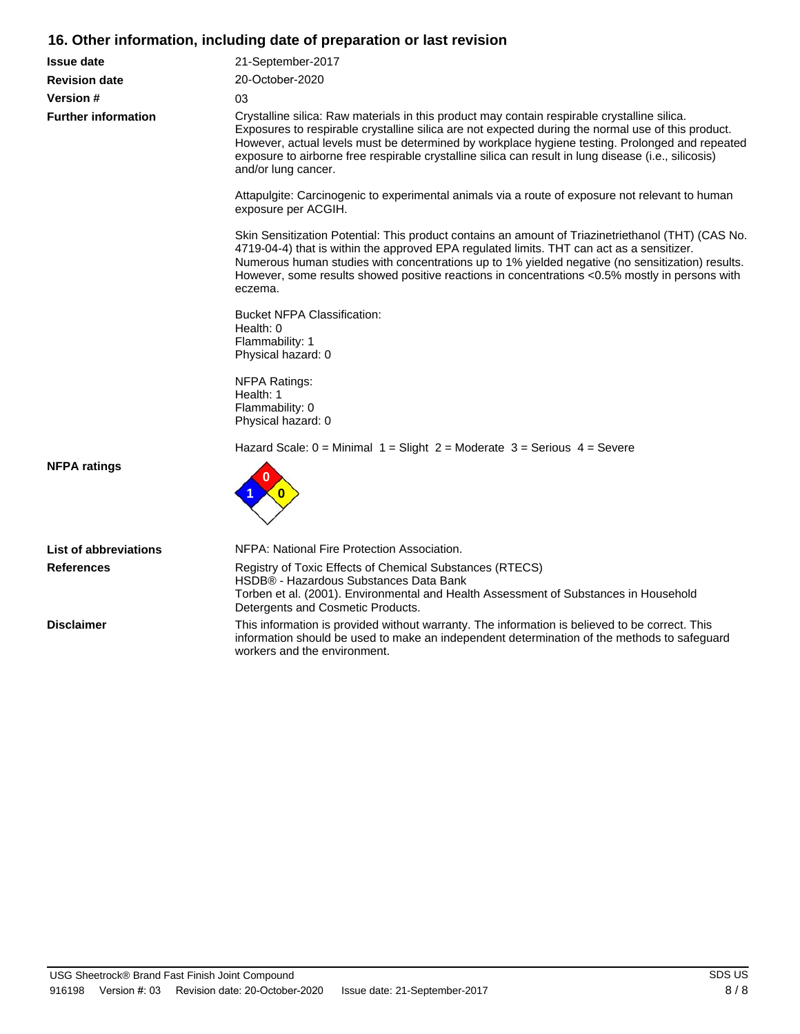## 16. Other information, including date of preparation or last revision

**Issue date** 21-September-2017

**Revision date** 20-October-2020

**Version #** 03

**Further information**

Crystalline silica: Raw materials in this product may contain respirable crystalline silica. Exposures to respirable crystalline silica are not expected during the normal use of this product. However, actual levels must be determined by workplace hygiene testing. Prolonged and repeated exposure to airborne free respirable crystalline silica can result in lung disease (i.e., silicosis) and/or lung cancer.

Attapulgite: Carcinogenic to experimental animals via a route of exposure not relevant to human exposure per ACGIH.

Skin Sensitization Potential: This product contains an amount of Triazinetriethanol (THT) (CAS No. 4719-04-4) that is within the approved EPA regulated limits. THT can act as a sensitizer. Numerous human studies with concentrations up to 1% yielded negative (no sensitization) results. However, some results showed positive reactions in concentrations <0.5% mostly in persons with eczema.

Bucket NFPA Classification:
Health: 0
Flammability: 1
Physical hazard: 0

NFPA Ratings:
Health: 1
Flammability: 0
Physical hazard: 0

Hazard Scale: 0 = Minimal 1 = Slight 2 = Moderate 3 = Serious 4 = Severe

**NFPA ratings**

0
1 0

**List of abbreviations** NFPA: National Fire Protection Association.

**References**

Registry of Toxic Effects of Chemical Substances (RTECS)
HSDB® - Hazardous Substances Data Bank
Torben et al. (2001). Environmental and Health Assessment of Substances in Household Detergents and Cosmetic Products.

**Disclaimer**

This information is provided without warranty. The information is believed to be correct. This information should be used to make an independent determination of the methods to safeguard workers and the environment.